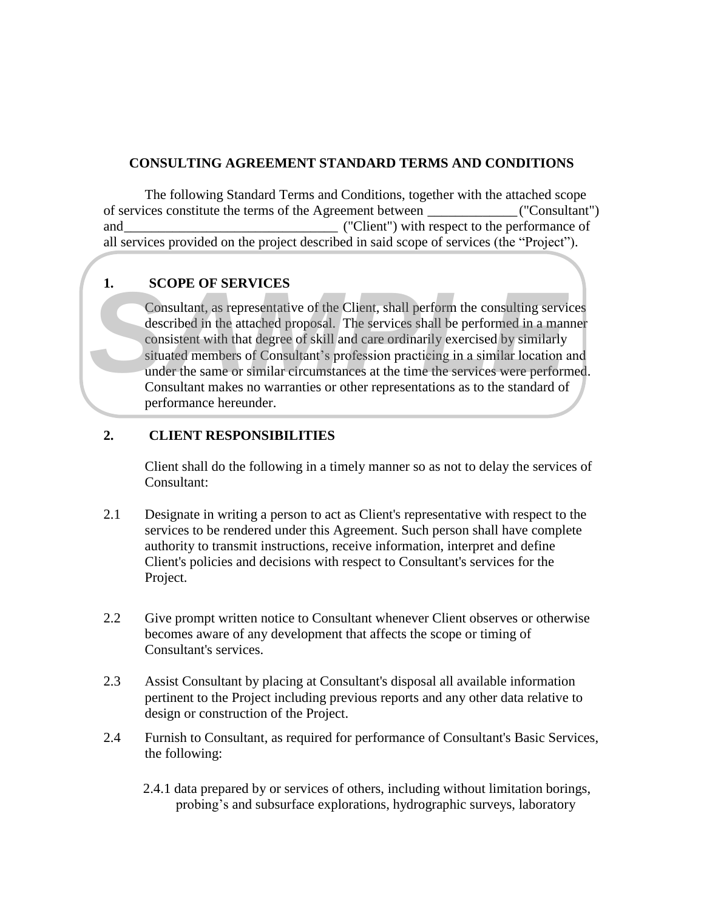## CONSULTING AGREEMENT STANDARD TERMS AND CONDITIONS

The following Standard Terms and Conditions, together with the attached scope of services constitute the terms of the Agreement between _____________ ("Consultant") and_______________________________ ("Client") with respect to the performance of all services provided on the project described in said scope of services (the "Project").

### 1. SCOPE OF SERVICES

Consultant, as representative of the Client, shall perform the consulting services described in the attached proposal. The services shall be performed in a manner consistent with that degree of skill and care ordinarily exercised by similarly situated members of Consultant's profession practicing in a similar location and under the same or similar circumstances at the time the services were performed. Consultant makes no warranties or other representations as to the standard of performance hereunder.

### 2. CLIENT RESPONSIBILITIES

Client shall do the following in a timely manner so as not to delay the services of Consultant:

2.1 Designate in writing a person to act as Client's representative with respect to the services to be rendered under this Agreement. Such person shall have complete authority to transmit instructions, receive information, interpret and define Client's policies and decisions with respect to Consultant's services for the Project.

2.2 Give prompt written notice to Consultant whenever Client observes or otherwise becomes aware of any development that affects the scope or timing of Consultant's services.

2.3 Assist Consultant by placing at Consultant's disposal all available information pertinent to the Project including previous reports and any other data relative to design or construction of the Project.

2.4 Furnish to Consultant, as required for performance of Consultant's Basic Services, the following:

2.4.1 data prepared by or services of others, including without limitation borings, probing's and subsurface explorations, hydrographic surveys, laboratory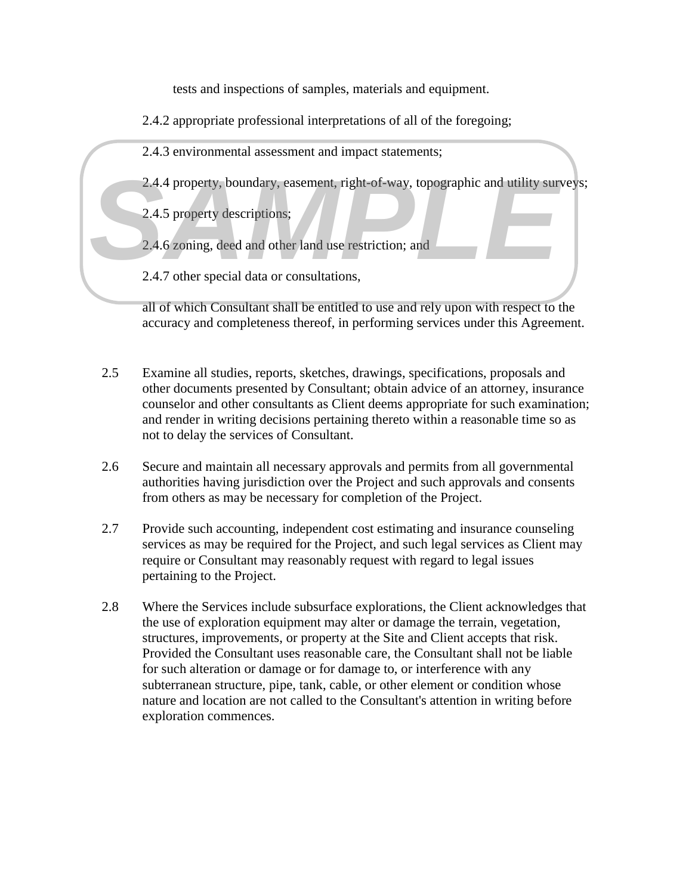tests and inspections of samples, materials and equipment.

2.4.2 appropriate professional interpretations of all of the foregoing;

2.4.3 environmental assessment and impact statements;

2.4.4 property, boundary, easement, right-of-way, topographic and utility surveys;

2.4.5 property descriptions;

2.4.6 zoning, deed and other land use restriction; and

2.4.7 other special data or consultations,

all of which Consultant shall be entitled to use and rely upon with respect to the accuracy and completeness thereof, in performing services under this Agreement.

2.5 Examine all studies, reports, sketches, drawings, specifications, proposals and other documents presented by Consultant; obtain advice of an attorney, insurance counselor and other consultants as Client deems appropriate for such examination; and render in writing decisions pertaining thereto within a reasonable time so as not to delay the services of Consultant.

2.6 Secure and maintain all necessary approvals and permits from all governmental authorities having jurisdiction over the Project and such approvals and consents from others as may be necessary for completion of the Project.

2.7 Provide such accounting, independent cost estimating and insurance counseling services as may be required for the Project, and such legal services as Client may require or Consultant may reasonably request with regard to legal issues pertaining to the Project.

2.8 Where the Services include subsurface explorations, the Client acknowledges that the use of exploration equipment may alter or damage the terrain, vegetation, structures, improvements, or property at the Site and Client accepts that risk. Provided the Consultant uses reasonable care, the Consultant shall not be liable for such alteration or damage or for damage to, or interference with any subterranean structure, pipe, tank, cable, or other element or condition whose nature and location are not called to the Consultant's attention in writing before exploration commences.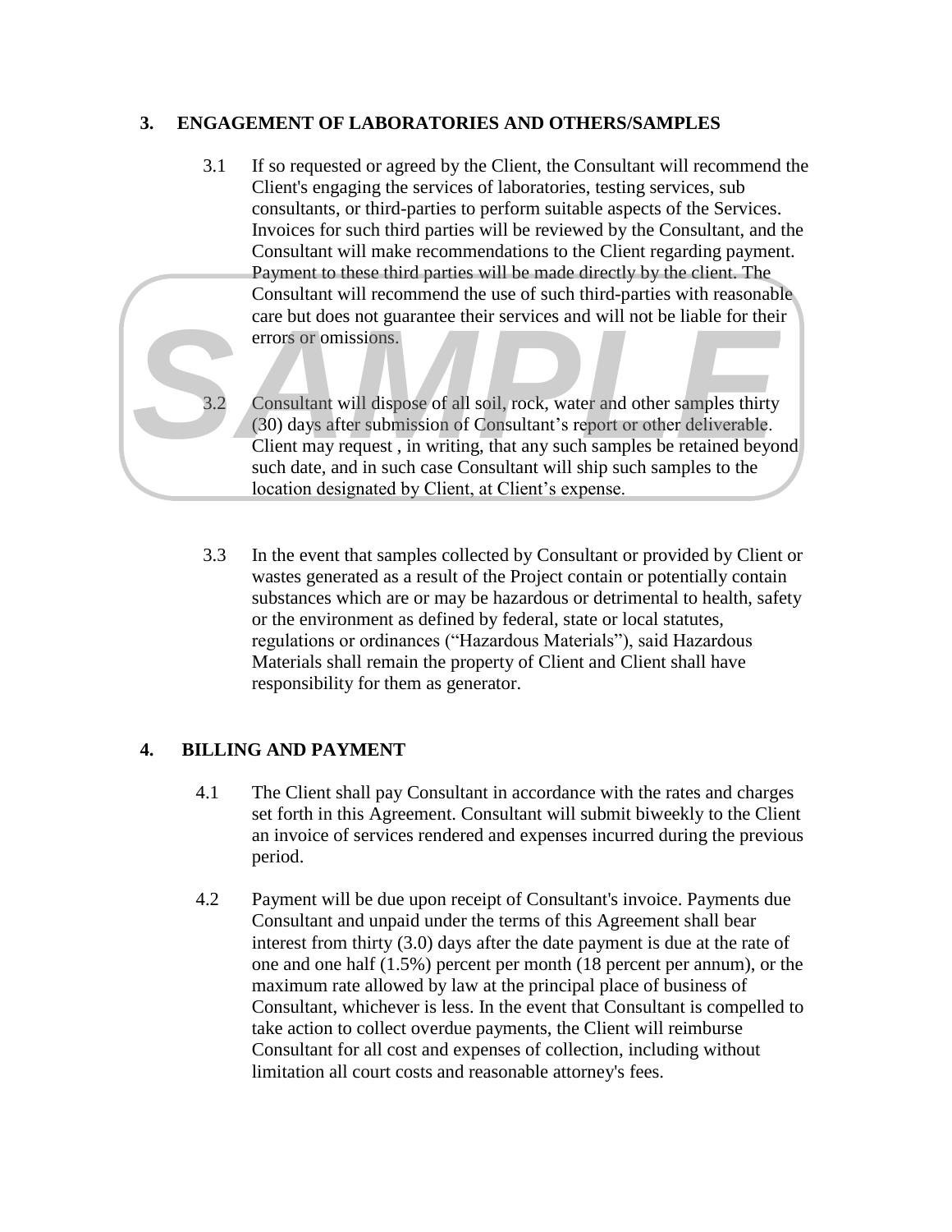## 3. ENGAGEMENT OF LABORATORIES AND OTHERS/SAMPLES

3.1 If so requested or agreed by the Client, the Consultant will recommend the Client's engaging the services of laboratories, testing services, sub consultants, or third-parties to perform suitable aspects of the Services. Invoices for such third parties will be reviewed by the Consultant, and the Consultant will make recommendations to the Client regarding payment. Payment to these third parties will be made directly by the client. The Consultant will recommend the use of such third-parties with reasonable care but does not guarantee their services and will not be liable for their errors or omissions.

3.2 Consultant will dispose of all soil, rock, water and other samples thirty (30) days after submission of Consultant's report or other deliverable. Client may request , in writing, that any such samples be retained beyond such date, and in such case Consultant will ship such samples to the location designated by Client, at Client's expense.

3.3 In the event that samples collected by Consultant or provided by Client or wastes generated as a result of the Project contain or potentially contain substances which are or may be hazardous or detrimental to health, safety or the environment as defined by federal, state or local statutes, regulations or ordinances ("Hazardous Materials"), said Hazardous Materials shall remain the property of Client and Client shall have responsibility for them as generator.

## 4. BILLING AND PAYMENT

4.1 The Client shall pay Consultant in accordance with the rates and charges set forth in this Agreement. Consultant will submit biweekly to the Client an invoice of services rendered and expenses incurred during the previous period.

4.2 Payment will be due upon receipt of Consultant's invoice. Payments due Consultant and unpaid under the terms of this Agreement shall bear interest from thirty (3.0) days after the date payment is due at the rate of one and one half (1.5%) percent per month (18 percent per annum), or the maximum rate allowed by law at the principal place of business of Consultant, whichever is less. In the event that Consultant is compelled to take action to collect overdue payments, the Client will reimburse Consultant for all cost and expenses of collection, including without limitation all court costs and reasonable attorney's fees.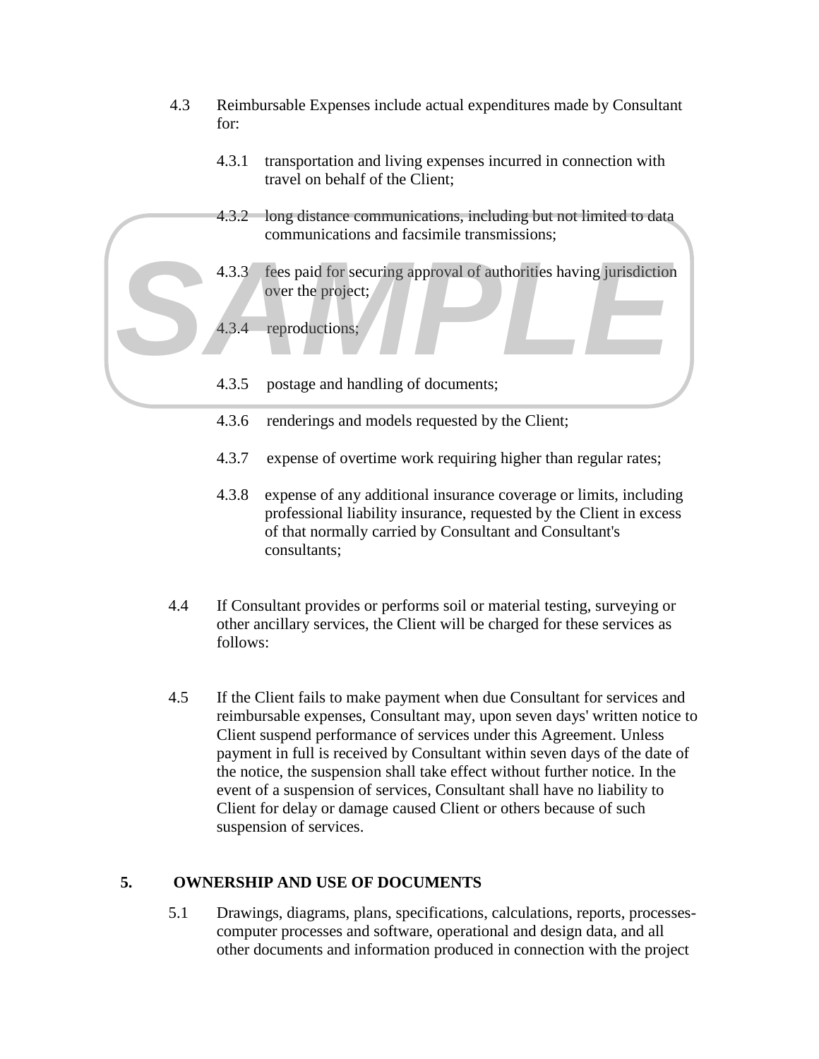4.3 Reimbursable Expenses include actual expenditures made by Consultant for:

4.3.1 transportation and living expenses incurred in connection with travel on behalf of the Client;

4.3.2 long distance communications, including but not limited to data communications and facsimile transmissions;

4.3.3 fees paid for securing approval of authorities having jurisdiction over the project;

4.3.4 reproductions;

4.3.5 postage and handling of documents;

4.3.6 renderings and models requested by the Client;

4.3.7 expense of overtime work requiring higher than regular rates;

4.3.8 expense of any additional insurance coverage or limits, including professional liability insurance, requested by the Client in excess of that normally carried by Consultant and Consultant's consultants;

4.4 If Consultant provides or performs soil or material testing, surveying or other ancillary services, the Client will be charged for these services as follows:

4.5 If the Client fails to make payment when due Consultant for services and reimbursable expenses, Consultant may, upon seven days' written notice to Client suspend performance of services under this Agreement. Unless payment in full is received by Consultant within seven days of the date of the notice, the suspension shall take effect without further notice. In the event of a suspension of services, Consultant shall have no liability to Client for delay or damage caused Client or others because of such suspension of services.

## 5. OWNERSHIP AND USE OF DOCUMENTS

5.1 Drawings, diagrams, plans, specifications, calculations, reports, processes-computer processes and software, operational and design data, and all other documents and information produced in connection with the project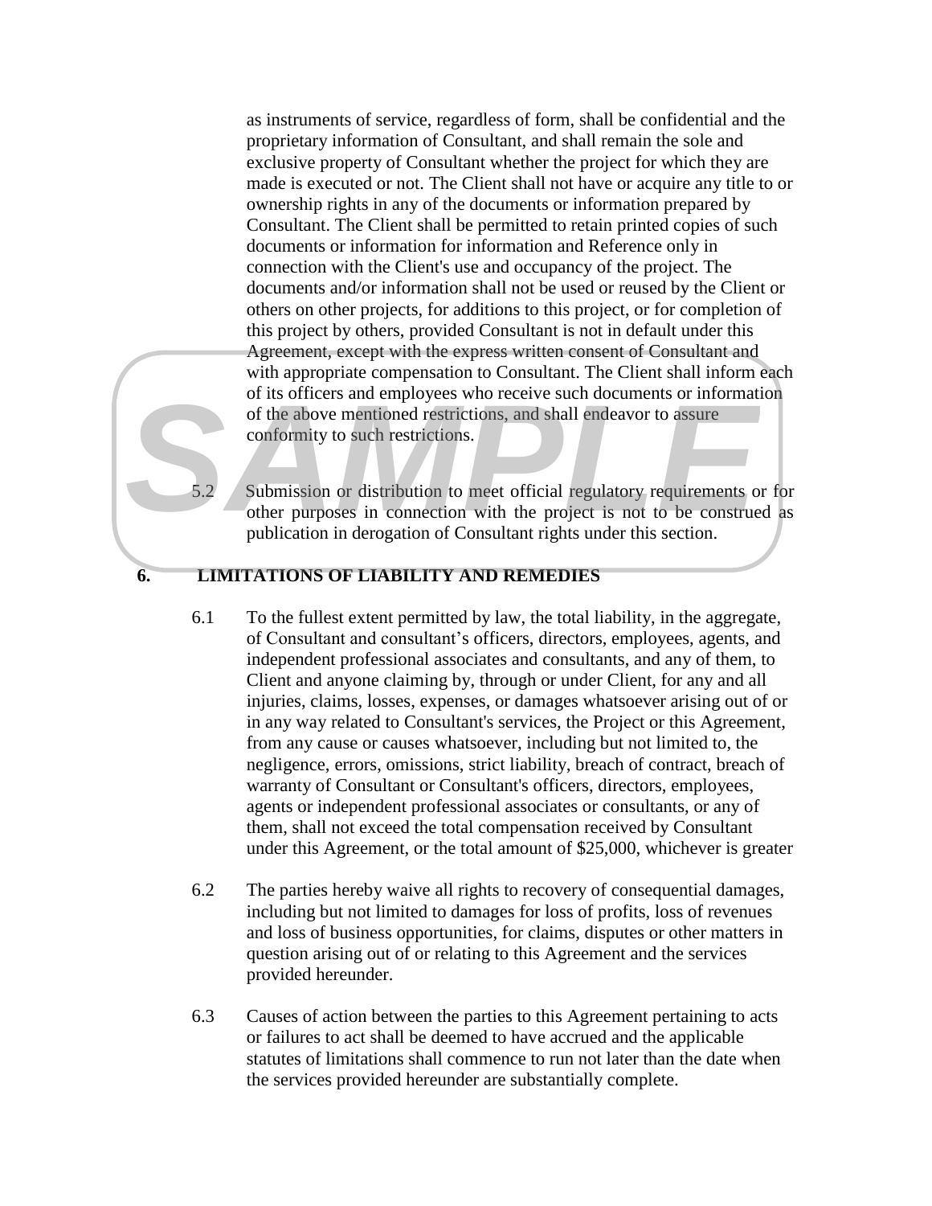as instruments of service, regardless of form, shall be confidential and the proprietary information of Consultant, and shall remain the sole and exclusive property of Consultant whether the project for which they are made is executed or not. The Client shall not have or acquire any title to or ownership rights in any of the documents or information prepared by Consultant. The Client shall be permitted to retain printed copies of such documents or information for information and Reference only in connection with the Client's use and occupancy of the project. The documents and/or information shall not be used or reused by the Client or others on other projects, for additions to this project, or for completion of this project by others, provided Consultant is not in default under this Agreement, except with the express written consent of Consultant and with appropriate compensation to Consultant. The Client shall inform each of its officers and employees who receive such documents or information of the above mentioned restrictions, and shall endeavor to assure conformity to such restrictions.

5.2 Submission or distribution to meet official regulatory requirements or for other purposes in connection with the project is not to be construed as publication in derogation of Consultant rights under this section.

## 6. LIMITATIONS OF LIABILITY AND REMEDIES

6.1 To the fullest extent permitted by law, the total liability, in the aggregate, of Consultant and consultant's officers, directors, employees, agents, and independent professional associates and consultants, and any of them, to Client and anyone claiming by, through or under Client, for any and all injuries, claims, losses, expenses, or damages whatsoever arising out of or in any way related to Consultant's services, the Project or this Agreement, from any cause or causes whatsoever, including but not limited to, the negligence, errors, omissions, strict liability, breach of contract, breach of warranty of Consultant or Consultant's officers, directors, employees, agents or independent professional associates or consultants, or any of them, shall not exceed the total compensation received by Consultant under this Agreement, or the total amount of $25,000, whichever is greater

6.2 The parties hereby waive all rights to recovery of consequential damages, including but not limited to damages for loss of profits, loss of revenues and loss of business opportunities, for claims, disputes or other matters in question arising out of or relating to this Agreement and the services provided hereunder.

6.3 Causes of action between the parties to this Agreement pertaining to acts or failures to act shall be deemed to have accrued and the applicable statutes of limitations shall commence to run not later than the date when the services provided hereunder are substantially complete.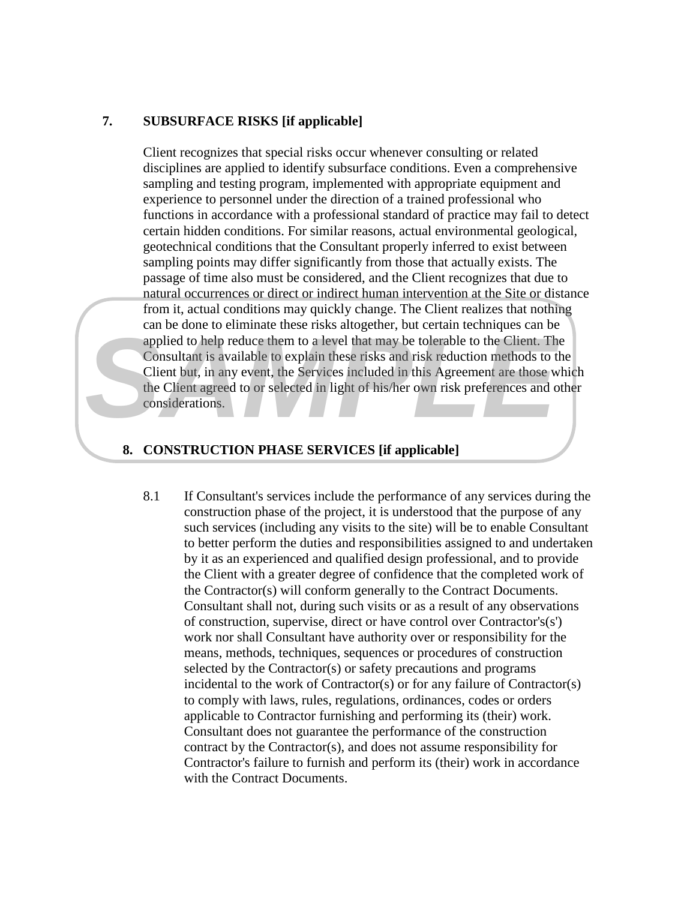## 7. SUBSURFACE RISKS [if applicable]

Client recognizes that special risks occur whenever consulting or related disciplines are applied to identify subsurface conditions. Even a comprehensive sampling and testing program, implemented with appropriate equipment and experience to personnel under the direction of a trained professional who functions in accordance with a professional standard of practice may fail to detect certain hidden conditions. For similar reasons, actual environmental geological, geotechnical conditions that the Consultant properly inferred to exist between sampling points may differ significantly from those that actually exists. The passage of time also must be considered, and the Client recognizes that due to natural occurrences or direct or indirect human intervention at the Site or distance from it, actual conditions may quickly change. The Client realizes that nothing can be done to eliminate these risks altogether, but certain techniques can be applied to help reduce them to a level that may be tolerable to the Client. The Consultant is available to explain these risks and risk reduction methods to the Client but, in any event, the Services included in this Agreement are those which the Client agreed to or selected in light of his/her own risk preferences and other considerations.

## 8. CONSTRUCTION PHASE SERVICES [if applicable]

8.1 If Consultant's services include the performance of any services during the construction phase of the project, it is understood that the purpose of any such services (including any visits to the site) will be to enable Consultant to better perform the duties and responsibilities assigned to and undertaken by it as an experienced and qualified design professional, and to provide the Client with a greater degree of confidence that the completed work of the Contractor(s) will conform generally to the Contract Documents. Consultant shall not, during such visits or as a result of any observations of construction, supervise, direct or have control over Contractor's(s') work nor shall Consultant have authority over or responsibility for the means, methods, techniques, sequences or procedures of construction selected by the Contractor(s) or safety precautions and programs incidental to the work of Contractor(s) or for any failure of Contractor(s) to comply with laws, rules, regulations, ordinances, codes or orders applicable to Contractor furnishing and performing its (their) work. Consultant does not guarantee the performance of the construction contract by the Contractor(s), and does not assume responsibility for Contractor's failure to furnish and perform its (their) work in accordance with the Contract Documents.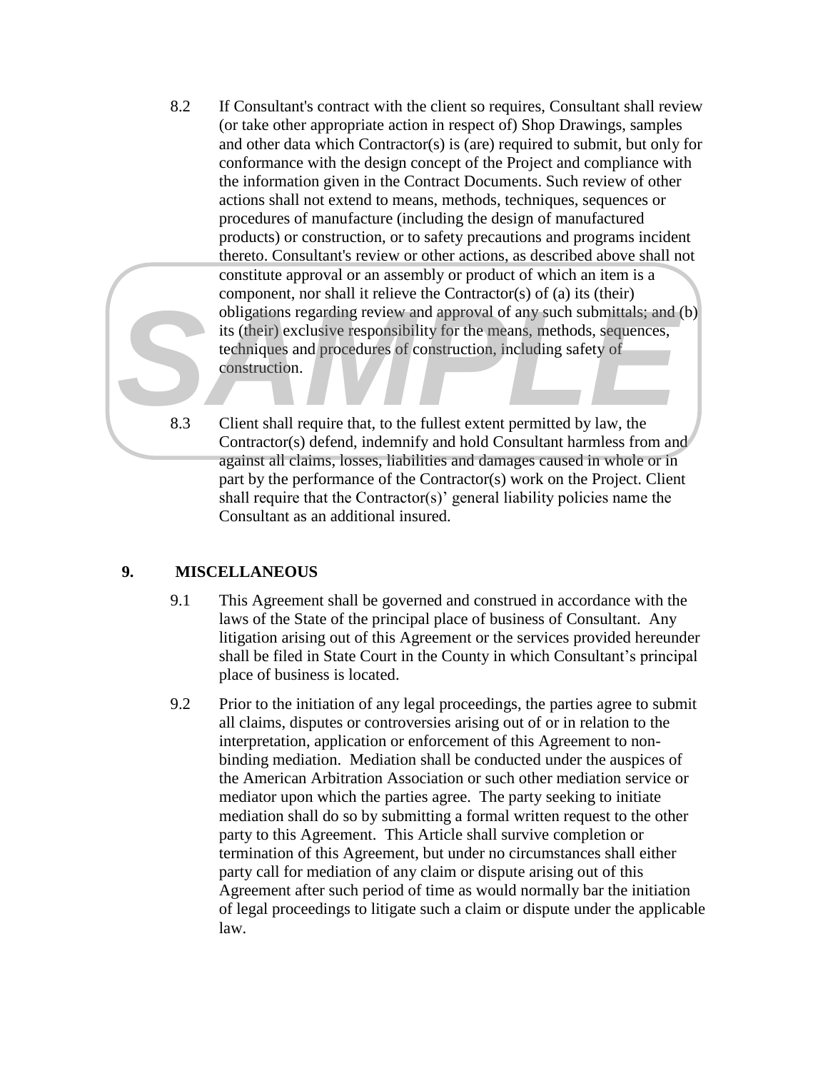8.2 If Consultant's contract with the client so requires, Consultant shall review (or take other appropriate action in respect of) Shop Drawings, samples and other data which Contractor(s) is (are) required to submit, but only for conformance with the design concept of the Project and compliance with the information given in the Contract Documents. Such review of other actions shall not extend to means, methods, techniques, sequences or procedures of manufacture (including the design of manufactured products) or construction, or to safety precautions and programs incident thereto. Consultant's review or other actions, as described above shall not constitute approval or an assembly or product of which an item is a component, nor shall it relieve the Contractor(s) of (a) its (their) obligations regarding review and approval of any such submittals; and (b) its (their) exclusive responsibility for the means, methods, sequences, techniques and procedures of construction, including safety of construction.

8.3 Client shall require that, to the fullest extent permitted by law, the Contractor(s) defend, indemnify and hold Consultant harmless from and against all claims, losses, liabilities and damages caused in whole or in part by the performance of the Contractor(s) work on the Project. Client shall require that the Contractor(s)' general liability policies name the Consultant as an additional insured.

## 9. MISCELLANEOUS

9.1 This Agreement shall be governed and construed in accordance with the laws of the State of the principal place of business of Consultant. Any litigation arising out of this Agreement or the services provided hereunder shall be filed in State Court in the County in which Consultant's principal place of business is located.

9.2 Prior to the initiation of any legal proceedings, the parties agree to submit all claims, disputes or controversies arising out of or in relation to the interpretation, application or enforcement of this Agreement to non-binding mediation. Mediation shall be conducted under the auspices of the American Arbitration Association or such other mediation service or mediator upon which the parties agree. The party seeking to initiate mediation shall do so by submitting a formal written request to the other party to this Agreement. This Article shall survive completion or termination of this Agreement, but under no circumstances shall either party call for mediation of any claim or dispute arising out of this Agreement after such period of time as would normally bar the initiation of legal proceedings to litigate such a claim or dispute under the applicable law.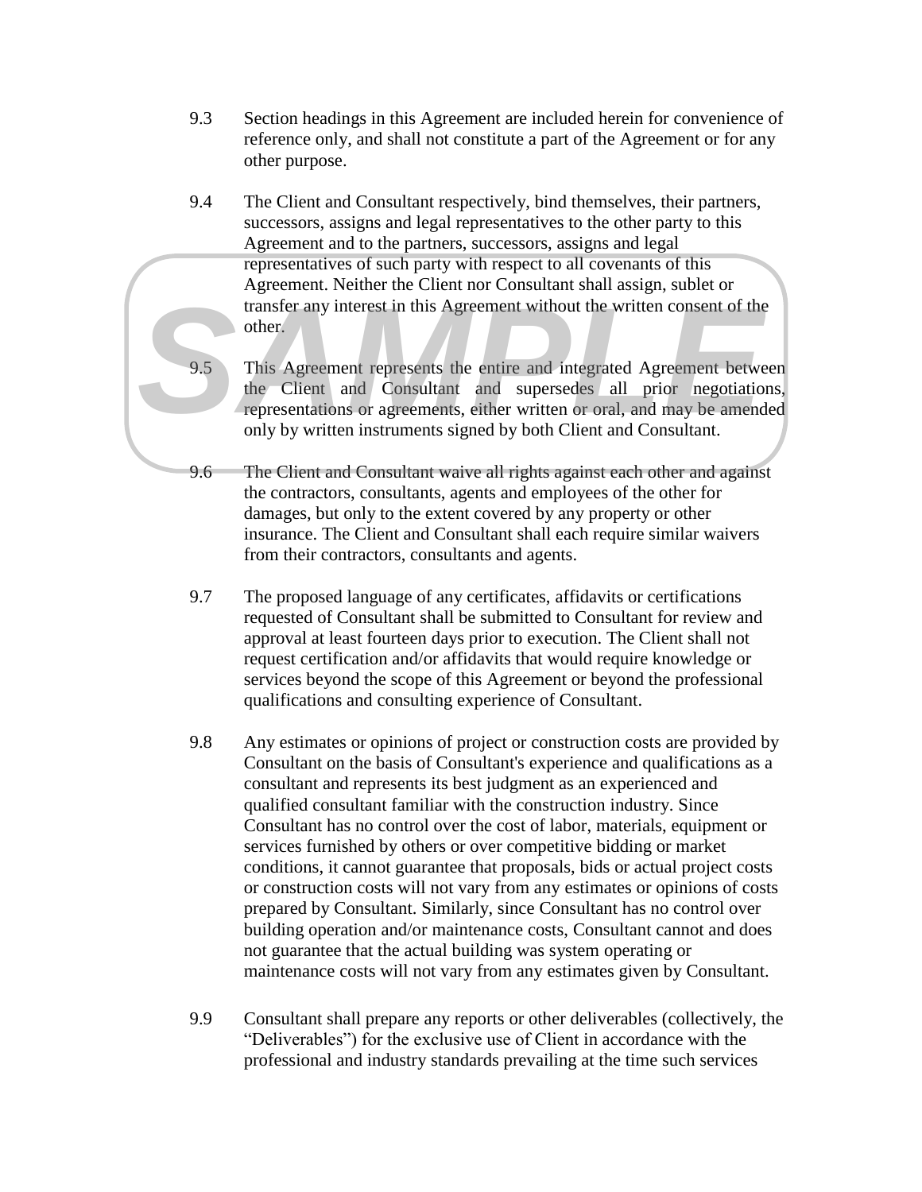9.3 Section headings in this Agreement are included herein for convenience of reference only, and shall not constitute a part of the Agreement or for any other purpose.

9.4 The Client and Consultant respectively, bind themselves, their partners, successors, assigns and legal representatives to the other party to this Agreement and to the partners, successors, assigns and legal representatives of such party with respect to all covenants of this Agreement. Neither the Client nor Consultant shall assign, sublet or transfer any interest in this Agreement without the written consent of the other.

9.5 This Agreement represents the entire and integrated Agreement between the Client and Consultant and supersedes all prior negotiations, representations or agreements, either written or oral, and may be amended only by written instruments signed by both Client and Consultant.

9.6 The Client and Consultant waive all rights against each other and against the contractors, consultants, agents and employees of the other for damages, but only to the extent covered by any property or other insurance. The Client and Consultant shall each require similar waivers from their contractors, consultants and agents.

9.7 The proposed language of any certificates, affidavits or certifications requested of Consultant shall be submitted to Consultant for review and approval at least fourteen days prior to execution. The Client shall not request certification and/or affidavits that would require knowledge or services beyond the scope of this Agreement or beyond the professional qualifications and consulting experience of Consultant.

9.8 Any estimates or opinions of project or construction costs are provided by Consultant on the basis of Consultant's experience and qualifications as a consultant and represents its best judgment as an experienced and qualified consultant familiar with the construction industry. Since Consultant has no control over the cost of labor, materials, equipment or services furnished by others or over competitive bidding or market conditions, it cannot guarantee that proposals, bids or actual project costs or construction costs will not vary from any estimates or opinions of costs prepared by Consultant. Similarly, since Consultant has no control over building operation and/or maintenance costs, Consultant cannot and does not guarantee that the actual building was system operating or maintenance costs will not vary from any estimates given by Consultant.

9.9 Consultant shall prepare any reports or other deliverables (collectively, the "Deliverables") for the exclusive use of Client in accordance with the professional and industry standards prevailing at the time such services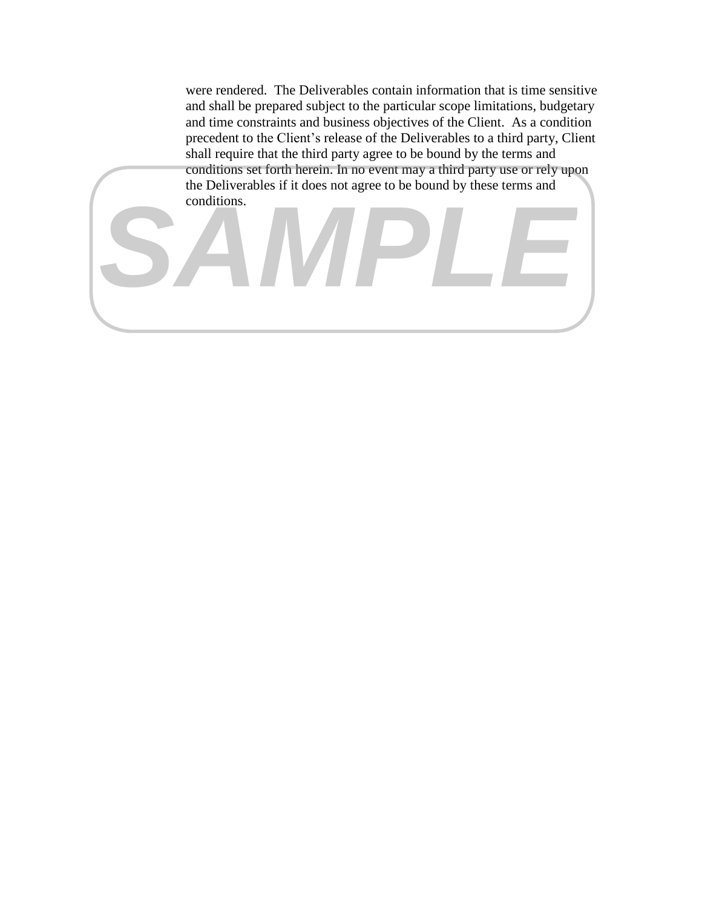were rendered. The Deliverables contain information that is time sensitive and shall be prepared subject to the particular scope limitations, budgetary and time constraints and business objectives of the Client. As a condition precedent to the Client's release of the Deliverables to a third party, Client shall require that the third party agree to be bound by the terms and conditions set forth herein. In no event may a third party use or rely upon the Deliverables if it does not agree to be bound by these terms and conditions.